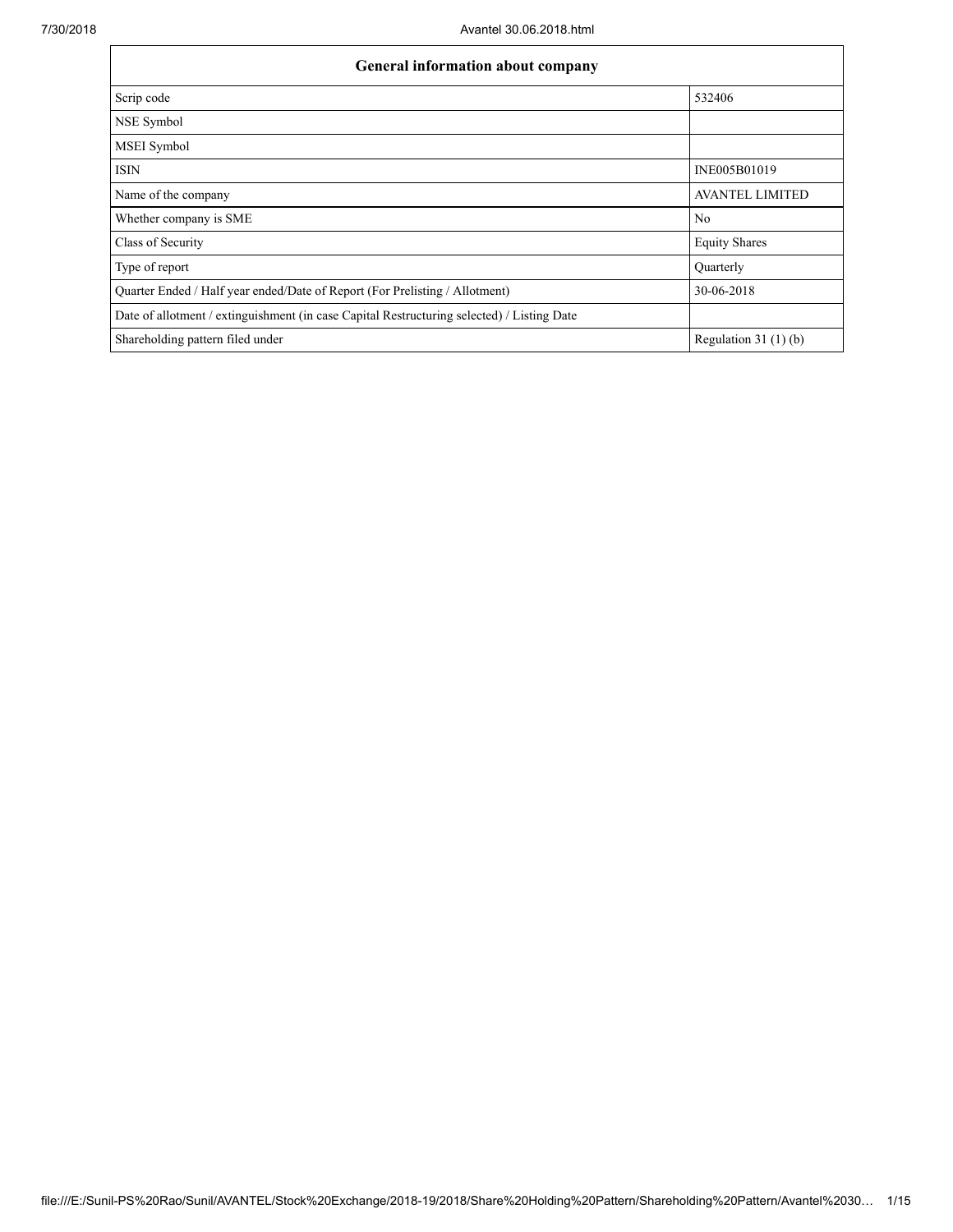| General information about company | |
| --- | --- |
| Scrip code | 532406 |
| NSE Symbol | |
| MSEI Symbol | |
| ISIN | INE005B01019 |
| Name of the company | AVANTEL LIMITED |
| Whether company is SME | No |
| Class of Security | Equity Shares |
| Type of report | Quarterly |
| Quarter Ended / Half year ended/Date of Report (For Prelisting / Allotment) | 30-06-2018 |
| Date of allotment / extinguishment (in case Capital Restructuring selected) / Listing Date | |
| Shareholding pattern filed under | Regulation 31 (1) (b) |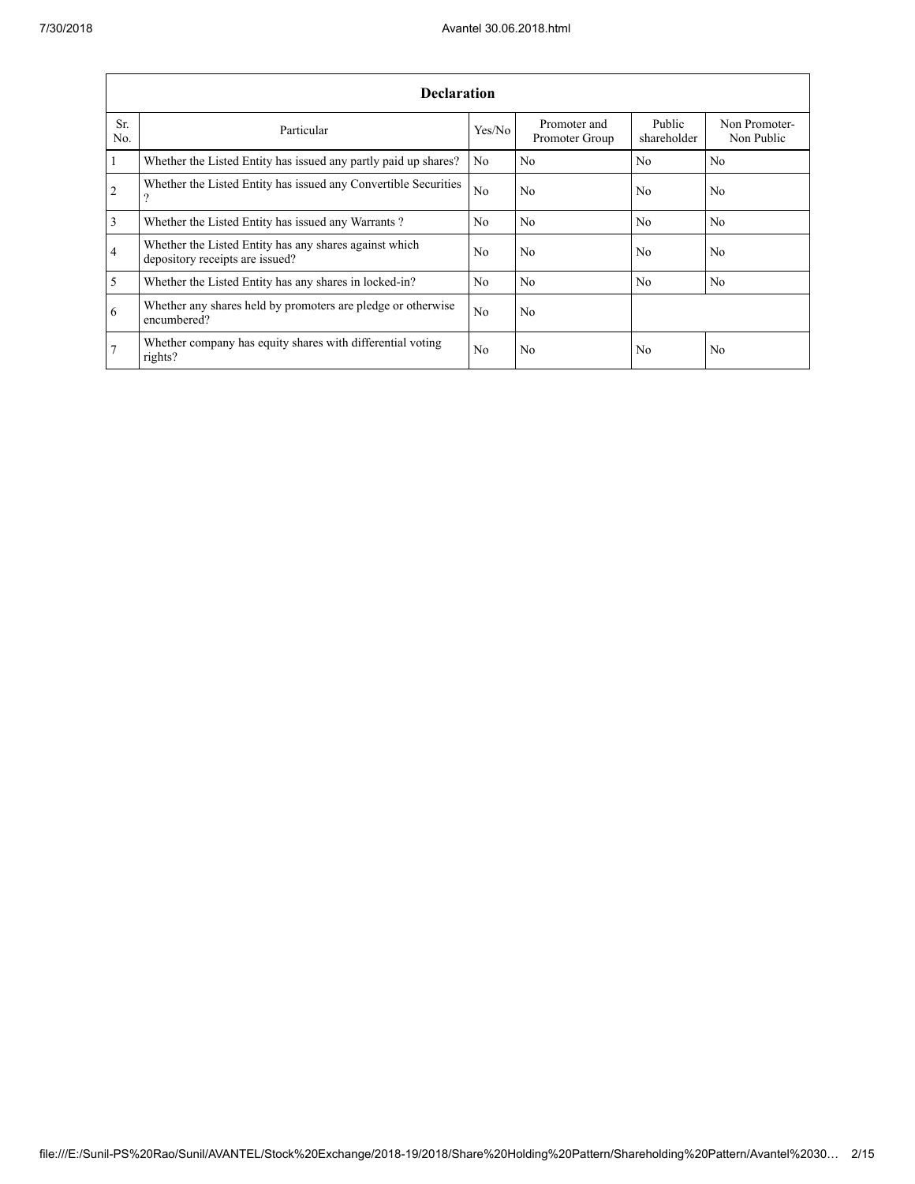| Declaration | | | | | |
|---|---|---|---|---|---|
| Sr. No. | Particular | Yes/No | Promoter and Promoter Group | Public shareholder | Non Promoter-Non Public |
| 1 | Whether the Listed Entity has issued any partly paid up shares? | No | No | No | No |
| 2 | Whether the Listed Entity has issued any Convertible Securities ? | No | No | No | No |
| 3 | Whether the Listed Entity has issued any Warrants ? | No | No | No | No |
| 4 | Whether the Listed Entity has any shares against which depository receipts are issued? | No | No | No | No |
| 5 | Whether the Listed Entity has any shares in locked-in? | No | No | No | No |
| 6 | Whether any shares held by promoters are pledge or otherwise encumbered? | No | No | | |
| 7 | Whether company has equity shares with differential voting rights? | No | No | No | No |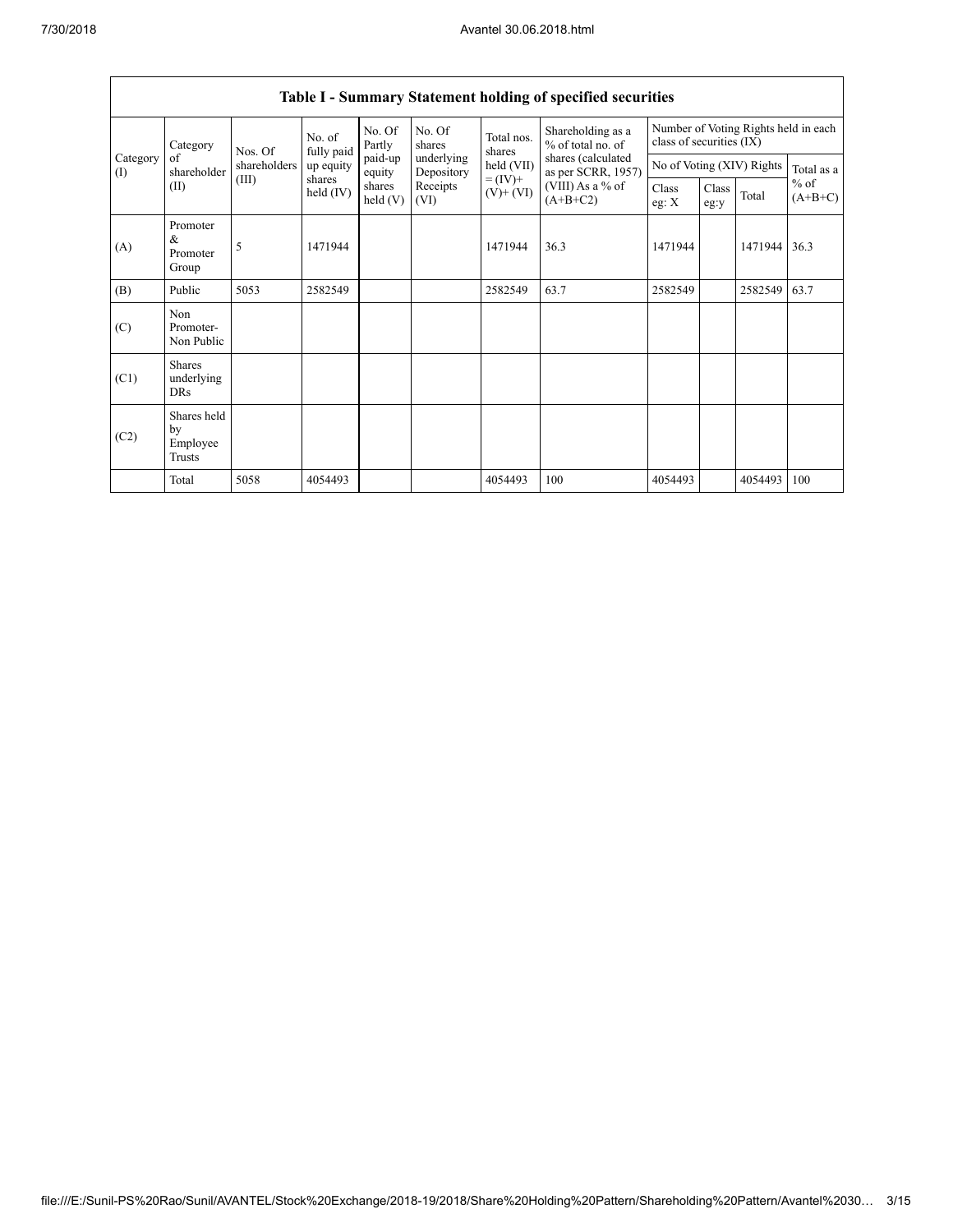## Table I - Summary Statement holding of specified securities

| Category (I) | Category of shareholder (II) | Nos. Of shareholders (III) | No. of fully paid up equity shares held (IV) | No. Of Partly paid-up equity shares held (V) | No. Of shares underlying Depository Receipts (VI) | Total nos. shares held (VII) = (IV)+ (V)+ (VI) | Shareholding as a % of total no. of shares (calculated as per SCRR, 1957) (VIII) As a % of (A+B+C2) | Number of Voting Rights held in each class of securities (IX) | | | |
|---|---|---|---|---|---|---|---|---|---|---|---|
| | | | | | | | | No of Voting (XIV) Rights | | | Total as a % of (A+B+C) |
| | | | | | | | | Class eg: X | Class eg:y | Total | |
| (A) | Promoter & Promoter Group | 5 | 1471944 | | | 1471944 | 36.3 | 1471944 | | 1471944 | 36.3 |
| (B) | Public | 5053 | 2582549 | | | 2582549 | 63.7 | 2582549 | | 2582549 | 63.7 |
| (C) | Non Promoter- Non Public | | | | | | | | | | |
| (C1) | Shares underlying DRs | | | | | | | | | | |
| (C2) | Shares held by Employee Trusts | | | | | | | | | | |
| | Total | 5058 | 4054493 | | | 4054493 | 100 | 4054493 | | 4054493 | 100 |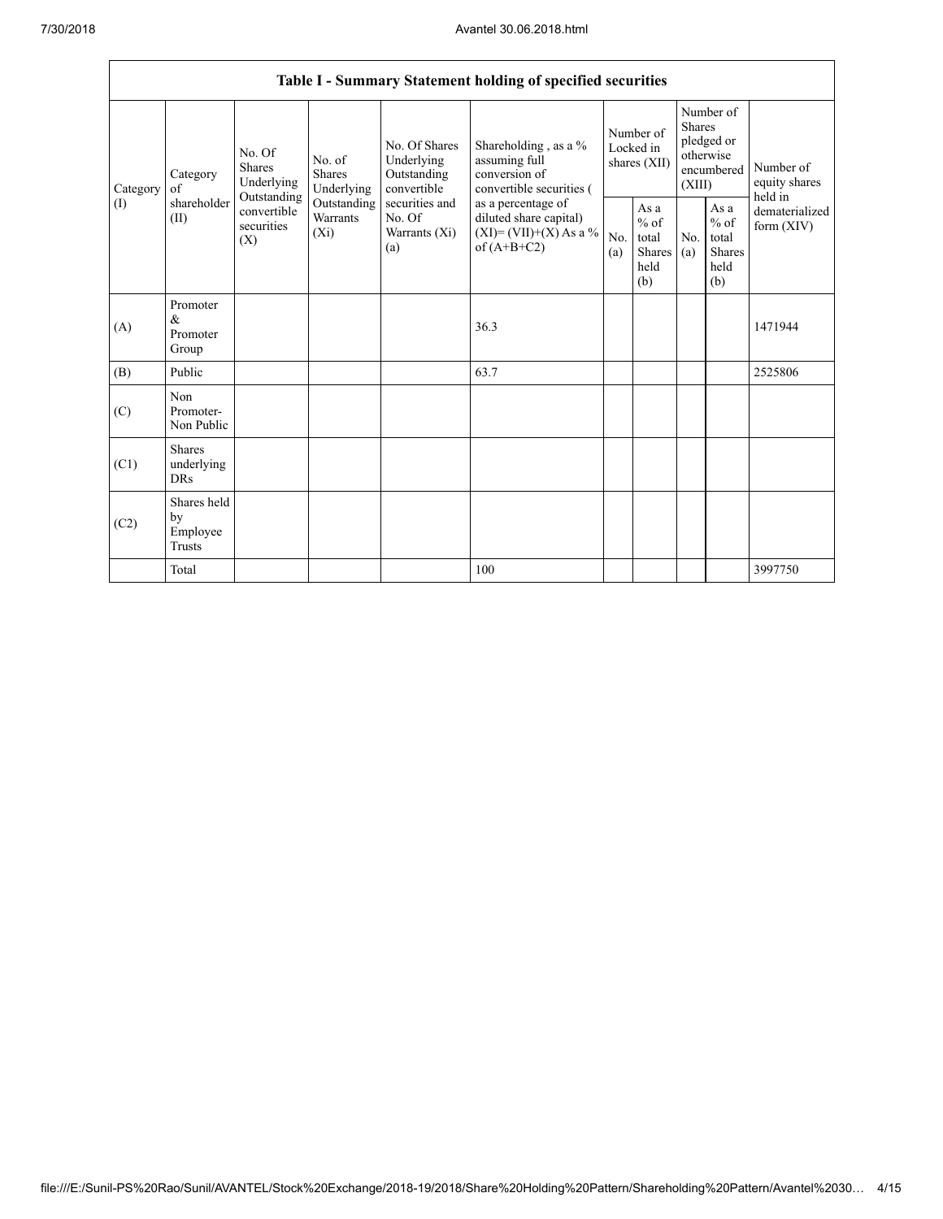**Table I - Summary Statement holding of specified securities**

| Category (I) | Category of shareholder (II) | No. Of Shares Underlying Outstanding convertible securities (X) | No. of Shares Underlying Outstanding Warrants (Xi) | No. Of Shares Underlying Outstanding convertible securities and No. Of Warrants (Xi) (a) | Shareholding , as a % assuming full conversion of convertible securities ( as a percentage of diluted share capital) (XI)= (VII)+(X) As a % of (A+B+C2) | Number of Locked in shares (XII) | | Number of Shares pledged or otherwise encumbered (XIII) | | Number of equity shares held in dematerialized form (XIV) |
|---|---|---|---|---|---|---|---|---|---|---|
| | | | | | | No. (a) | As a % of total Shares held (b) | No. (a) | As a % of total Shares held (b) | |
| (A) | Promoter & Promoter Group | | | | 36.3 | | | | | 1471944 |
| (B) | Public | | | | 63.7 | | | | | 2525806 |
| (C) | Non Promoter- Non Public | | | | | | | | | |
| (C1) | Shares underlying DRs | | | | | | | | | |
| (C2) | Shares held by Employee Trusts | | | | | | | | | |
| | Total | | | | 100 | | | | | 3997750 |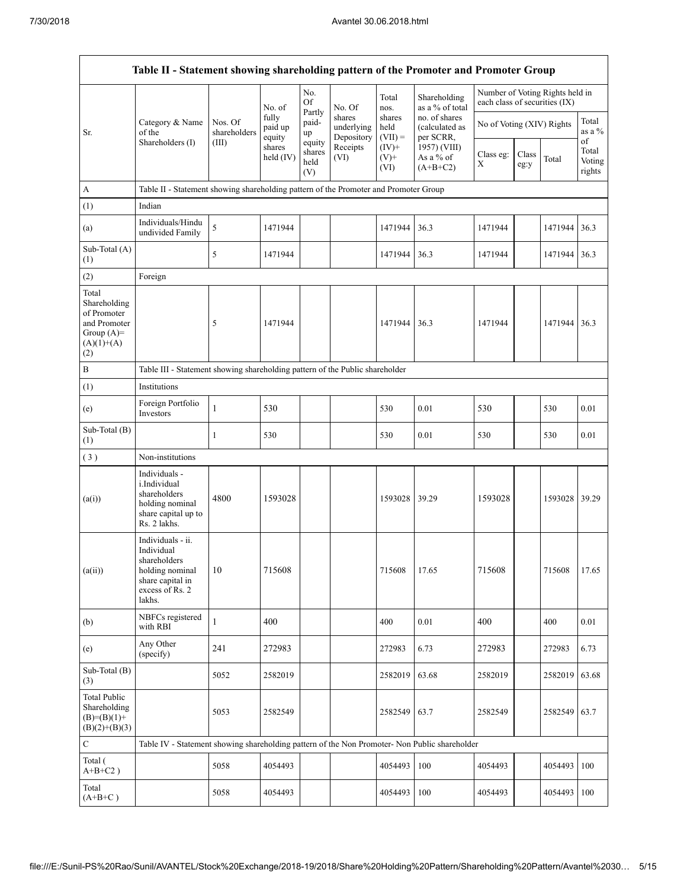| Table II - Statement showing shareholding pattern of the Promoter and Promoter Group | | | | | | | | | | | |
|---|---|---|---|---|---|---|---|---|---|---|---|
| Sr. | Category & Name of the Shareholders (I) | Nos. Of shareholders (III) | No. of fully paid up equity shares held (IV) | No. Of Partly paid-up equity shares held (V) | No. Of shares underlying Depository Receipts (VI) | Total nos. shares held (VII) = (IV)+ (V)+ (VI) | Shareholding as a % of total no. of shares (calculated as per SCRR, 1957) (VIII) As a % of (A+B+C2) | Number of Voting Rights held in each class of securities (IX) | | | |
| | | | | | | | | No of Voting (XIV) Rights | | | Total as a % of Total Voting rights |
| | | | | | | | | Class eg: X | Class eg:y | Total | |
| A | Table II - Statement showing shareholding pattern of the Promoter and Promoter Group | | | | | | | | | | |
| (1) | Indian | | | | | | | | | | |
| (a) | Individuals/Hindu undivided Family | 5 | 1471944 | | | 1471944 | 36.3 | 1471944 | | 1471944 | 36.3 |
| Sub-Total (A)(1) | | 5 | 1471944 | | | 1471944 | 36.3 | 1471944 | | 1471944 | 36.3 |
| (2) | Foreign | | | | | | | | | | |
| Total Shareholding of Promoter and Promoter Group (A)=(A)(1)+(A)(2) | | 5 | 1471944 | | | 1471944 | 36.3 | 1471944 | | 1471944 | 36.3 |
| B | Table III - Statement showing shareholding pattern of the Public shareholder | | | | | | | | | | |
| (1) | Institutions | | | | | | | | | | |
| (e) | Foreign Portfolio Investors | 1 | 530 | | | 530 | 0.01 | 530 | | 530 | 0.01 |
| Sub-Total (B)(1) | | 1 | 530 | | | 530 | 0.01 | 530 | | 530 | 0.01 |
| (3) | Non-institutions | | | | | | | | | | |
| (a(i)) | Individuals - i.Individual shareholders holding nominal share capital up to Rs. 2 lakhs. | 4800 | 1593028 | | | 1593028 | 39.29 | 1593028 | | 1593028 | 39.29 |
| (a(ii)) | Individuals - ii. Individual shareholders holding nominal share capital in excess of Rs. 2 lakhs. | 10 | 715608 | | | 715608 | 17.65 | 715608 | | 715608 | 17.65 |
| (b) | NBFCs registered with RBI | 1 | 400 | | | 400 | 0.01 | 400 | | 400 | 0.01 |
| (e) | Any Other (specify) | 241 | 272983 | | | 272983 | 6.73 | 272983 | | 272983 | 6.73 |
| Sub-Total (B)(3) | | 5052 | 2582019 | | | 2582019 | 63.68 | 2582019 | | 2582019 | 63.68 |
| Total Public Shareholding (B)=(B)(1)+(B)(2)+(B)(3) | | 5053 | 2582549 | | | 2582549 | 63.7 | 2582549 | | 2582549 | 63.7 |
| C | Table IV - Statement showing shareholding pattern of the Non Promoter- Non Public shareholder | | | | | | | | | | |
| Total ( A+B+C2 ) | | 5058 | 4054493 | | | 4054493 | 100 | 4054493 | | 4054493 | 100 |
| Total (A+B+C ) | | 5058 | 4054493 | | | 4054493 | 100 | 4054493 | | 4054493 | 100 |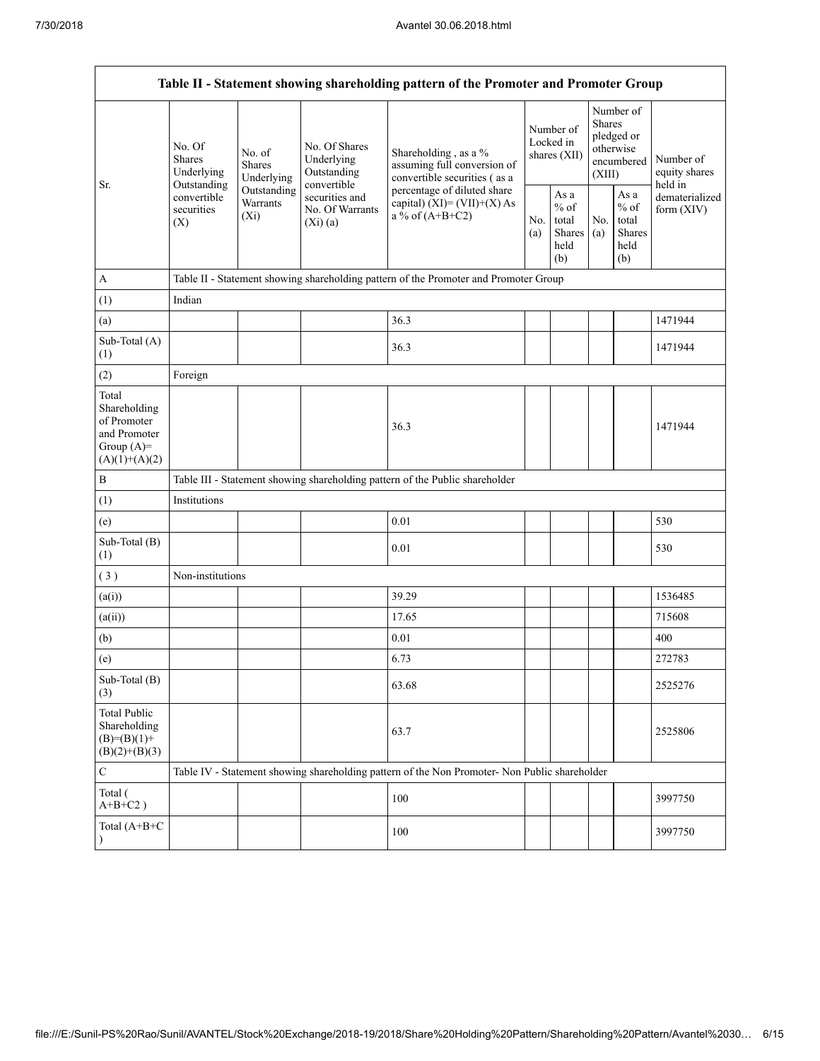| Table II - Statement showing shareholding pattern of the Promoter and Promoter Group | | | | | | | | | |
|---|---|---|---|---|---|---|---|---|---|
| Sr. | No. Of Shares Underlying Outstanding convertible securities (X) | No. of Shares Underlying Outstanding Warrants (Xi) | No. Of Shares Underlying Outstanding convertible securities and No. Of Warrants (Xi) (a) | Shareholding , as a % assuming full conversion of convertible securities ( as a percentage of diluted share capital) (XI)= (VII)+(X) As a % of (A+B+C2) | Number of Locked in shares (XII) | | Number of Shares pledged or otherwise encumbered (XIII) | | Number of equity shares held in dematerialized form (XIV) |
| | | | | | No. (a) | As a % of total Shares held (b) | No. (a) | As a % of total Shares held (b) | |
| A | Table II - Statement showing shareholding pattern of the Promoter and Promoter Group | | | | | | | | |
| (1) | Indian | | | | | | | | |
| (a) | | | | 36.3 | | | | | 1471944 |
| Sub-Total (A) (1) | | | | 36.3 | | | | | 1471944 |
| (2) | Foreign | | | | | | | | |
| Total Shareholding of Promoter and Promoter Group (A)= (A)(1)+(A)(2) | | | | 36.3 | | | | | 1471944 |
| B | Table III - Statement showing shareholding pattern of the Public shareholder | | | | | | | | |
| (1) | Institutions | | | | | | | | |
| (e) | | | | 0.01 | | | | | 530 |
| Sub-Total (B) (1) | | | | 0.01 | | | | | 530 |
| ( 3 ) | Non-institutions | | | | | | | | |
| (a(i)) | | | | 39.29 | | | | | 1536485 |
| (a(ii)) | | | | 17.65 | | | | | 715608 |
| (b) | | | | 0.01 | | | | | 400 |
| (e) | | | | 6.73 | | | | | 272783 |
| Sub-Total (B) (3) | | | | 63.68 | | | | | 2525276 |
| Total Public Shareholding (B)=(B)(1)+(B)(2)+(B)(3) | | | | 63.7 | | | | | 2525806 |
| C | Table IV - Statement showing shareholding pattern of the Non Promoter- Non Public shareholder | | | | | | | | |
| Total ( A+B+C2 ) | | | | 100 | | | | | 3997750 |
| Total (A+B+C ) | | | | 100 | | | | | 3997750 |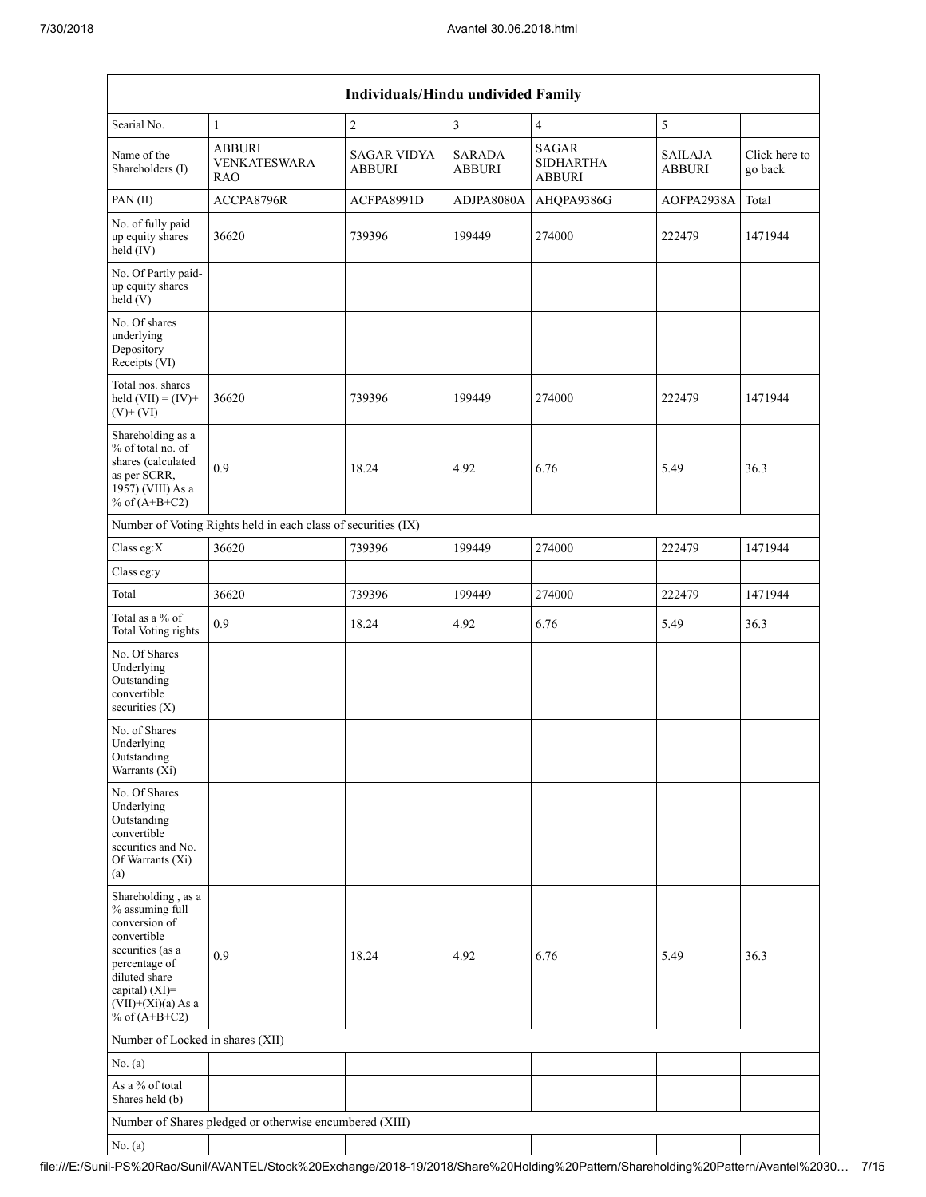| Individuals/Hindu undivided Family | | | | | | |
|---|---|---|---|---|---|---|
| Searial No. | 1 | 2 | 3 | 4 | 5 | |
| Name of the Shareholders (I) | ABBURI VENKATESWARA RAO | SAGAR VIDYA ABBURI | SARADA ABBURI | SAGAR SIDHARTHA ABBURI | SAILAJA ABBURI | Click here to go back |
| PAN (II) | ACCPA8796R | ACFPA8991D | ADJPA8080A | AHQPA9386G | AOFPA2938A | Total |
| No. of fully paid up equity shares held (IV) | 36620 | 739396 | 199449 | 274000 | 222479 | 1471944 |
| No. Of Partly paid-up equity shares held (V) | | | | | | |
| No. Of shares underlying Depository Receipts (VI) | | | | | | |
| Total nos. shares held (VII) = (IV)+ (V)+ (VI) | 36620 | 739396 | 199449 | 274000 | 222479 | 1471944 |
| Shareholding as a % of total no. of shares (calculated as per SCRR, 1957) (VIII) As a % of (A+B+C2) | 0.9 | 18.24 | 4.92 | 6.76 | 5.49 | 36.3 |
| Number of Voting Rights held in each class of securities (IX) | | | | | | |
| Class eg:X | 36620 | 739396 | 199449 | 274000 | 222479 | 1471944 |
| Class eg:y | | | | | | |
| Total | 36620 | 739396 | 199449 | 274000 | 222479 | 1471944 |
| Total as a % of Total Voting rights | 0.9 | 18.24 | 4.92 | 6.76 | 5.49 | 36.3 |
| No. Of Shares Underlying Outstanding convertible securities (X) | | | | | | |
| No. of Shares Underlying Outstanding Warrants (Xi) | | | | | | |
| No. Of Shares Underlying Outstanding convertible securities and No. Of Warrants (Xi) (a) | | | | | | |
| Shareholding , as a % assuming full conversion of convertible securities (as a percentage of diluted share capital) (XI)= (VII)+(Xi)(a) As a % of (A+B+C2) | 0.9 | 18.24 | 4.92 | 6.76 | 5.49 | 36.3 |
| Number of Locked in shares (XII) | | | | | | |
| No. (a) | | | | | | |
| As a % of total Shares held (b) | | | | | | |
| Number of Shares pledged or otherwise encumbered (XIII) | | | | | | |
| No. (a) | | | | | | |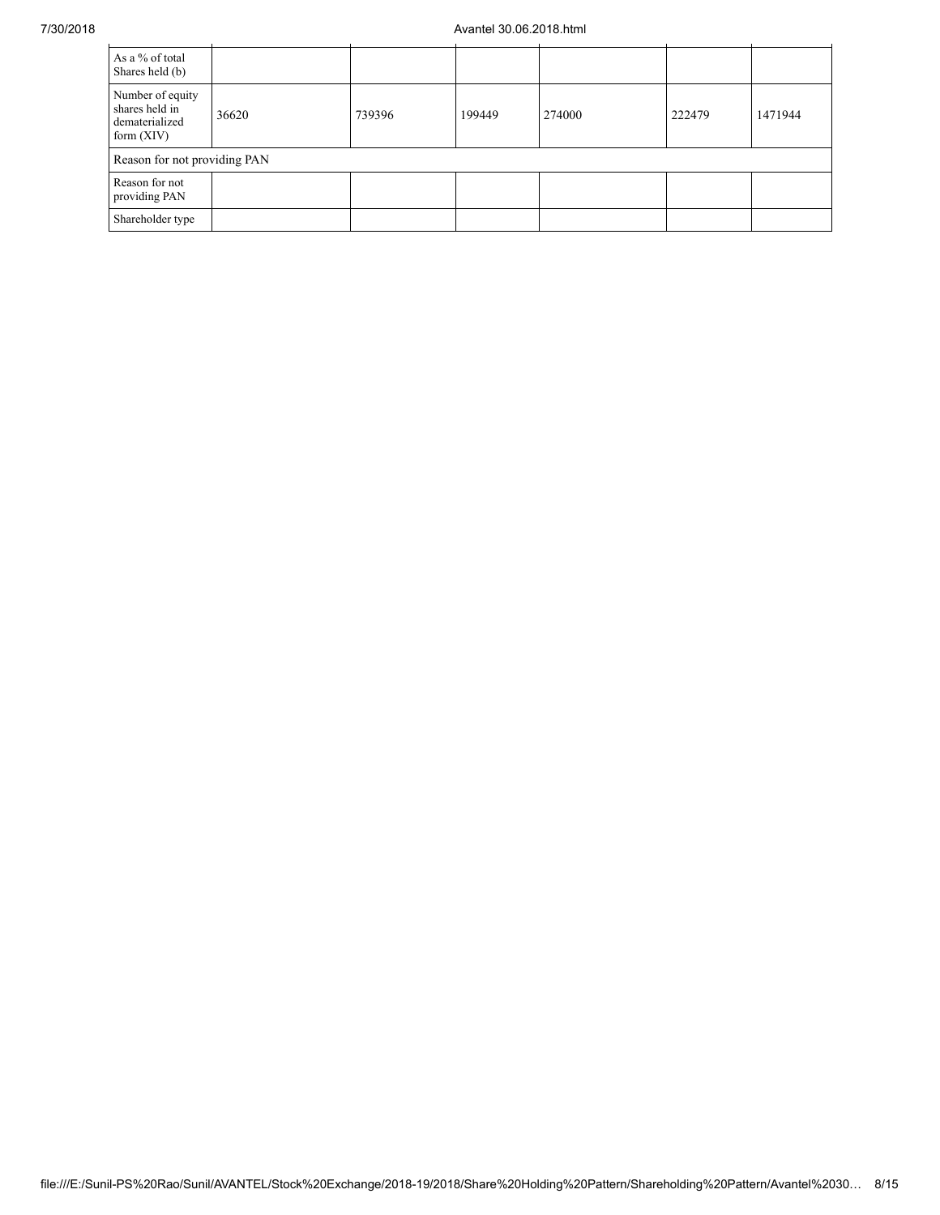| As a % of total Shares held (b) | | | | | | |
|---|---|---|---|---|---|---|
| Number of equity shares held in dematerialized form (XIV) | 36620 | 739396 | 199449 | 274000 | 222479 | 1471944 |
| Reason for not providing PAN | | | | | | |
| Reason for not providing PAN | | | | | | |
| Shareholder type | | | | | | |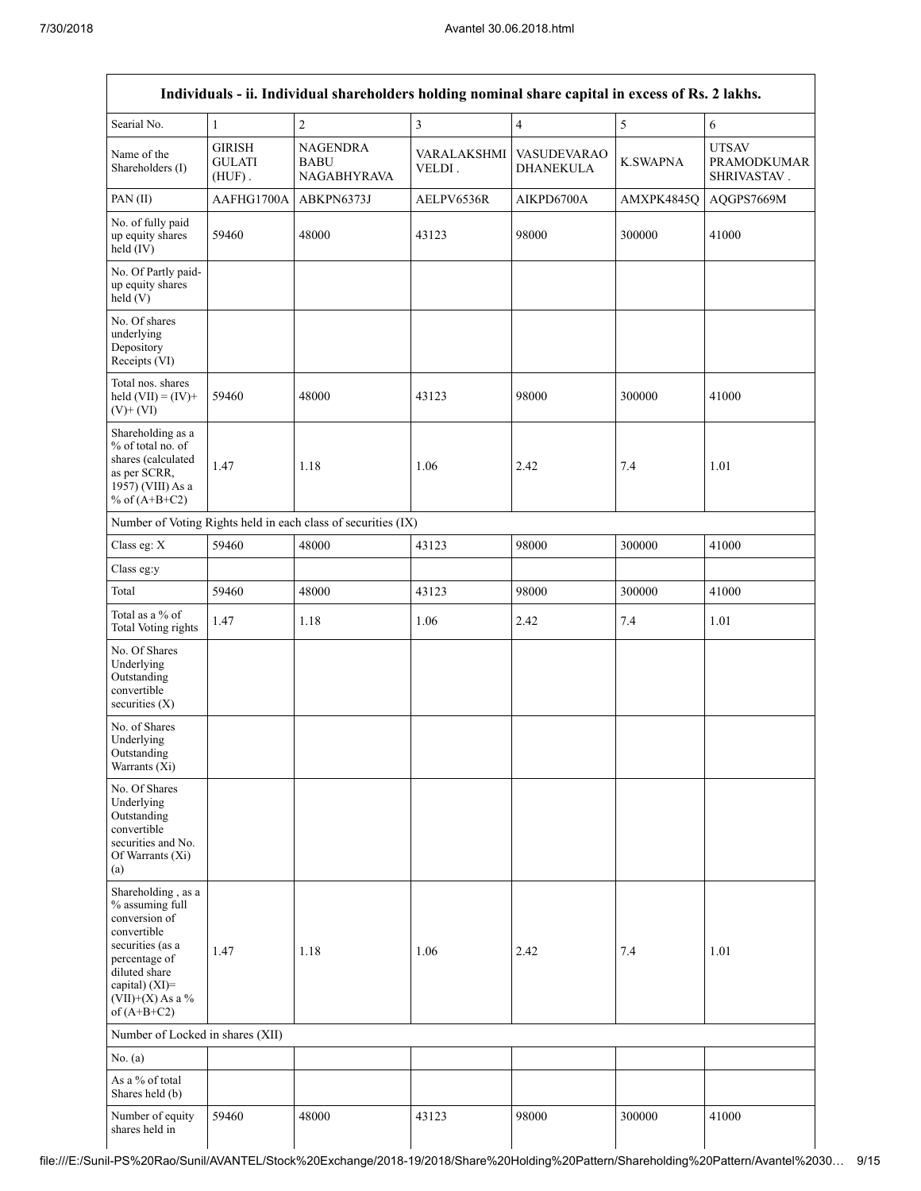| Individuals - ii. Individual shareholders holding nominal share capital in excess of Rs. 2 lakhs. | | | | | | |
|---|---|---|---|---|---|---|
| Searial No. | 1 | 2 | 3 | 4 | 5 | 6 |
| Name of the Shareholders (I) | GIRISH GULATI (HUF) . | NAGENDRA BABU NAGABHYRAVA | VARALAKSHMI VELDI . | VASUDEVARAO DHANEKULA | K.SWAPNA | UTSAV PRAMODKUMAR SHRIVASTAV . |
| PAN (II) | AAFHG1700A | ABKPN6373J | AELPV6536R | AIKPD6700A | AMXPK4845Q | AQGPS7669M |
| No. of fully paid up equity shares held (IV) | 59460 | 48000 | 43123 | 98000 | 300000 | 41000 |
| No. Of Partly paid-up equity shares held (V) | | | | | | |
| No. Of shares underlying Depository Receipts (VI) | | | | | | |
| Total nos. shares held (VII) = (IV)+ (V)+ (VI) | 59460 | 48000 | 43123 | 98000 | 300000 | 41000 |
| Shareholding as a % of total no. of shares (calculated as per SCRR, 1957) (VIII) As a % of (A+B+C2) | 1.47 | 1.18 | 1.06 | 2.42 | 7.4 | 1.01 |
| Number of Voting Rights held in each class of securities (IX) | | | | | | |
| Class eg: X | 59460 | 48000 | 43123 | 98000 | 300000 | 41000 |
| Class eg:y | | | | | | |
| Total | 59460 | 48000 | 43123 | 98000 | 300000 | 41000 |
| Total as a % of Total Voting rights | 1.47 | 1.18 | 1.06 | 2.42 | 7.4 | 1.01 |
| No. Of Shares Underlying Outstanding convertible securities (X) | | | | | | |
| No. of Shares Underlying Outstanding Warrants (Xi) | | | | | | |
| No. Of Shares Underlying Outstanding convertible securities and No. Of Warrants (Xi) (a) | | | | | | |
| Shareholding , as a % assuming full conversion of convertible securities (as a percentage of diluted share capital) (XI)= (VII)+(X) As a % of (A+B+C2) | 1.47 | 1.18 | 1.06 | 2.42 | 7.4 | 1.01 |
| Number of Locked in shares (XII) | | | | | | |
| No. (a) | | | | | | |
| As a % of total Shares held (b) | | | | | | |
| Number of equity shares held in | 59460 | 48000 | 43123 | 98000 | 300000 | 41000 |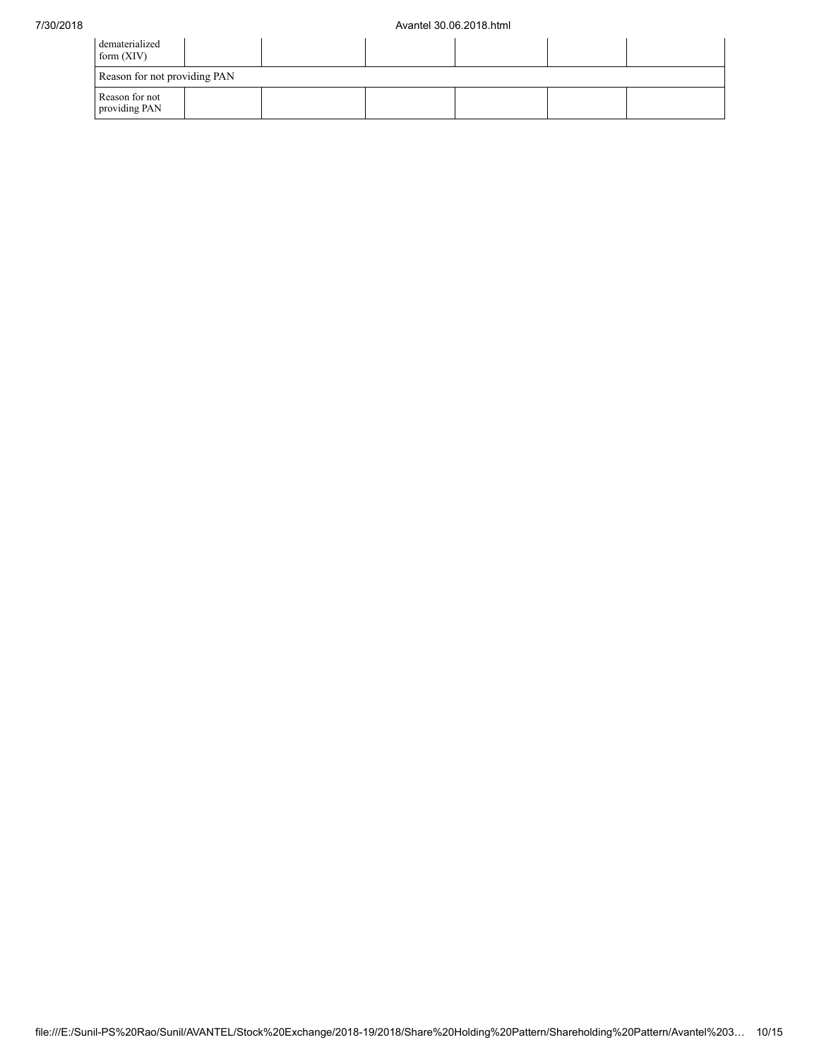| dematerialized form (XIV) | | | | | | |
| --- | --- | --- | --- | --- | --- | --- |
| Reason for not providing PAN | | | | | | |
| Reason for not providing PAN | | | | | | |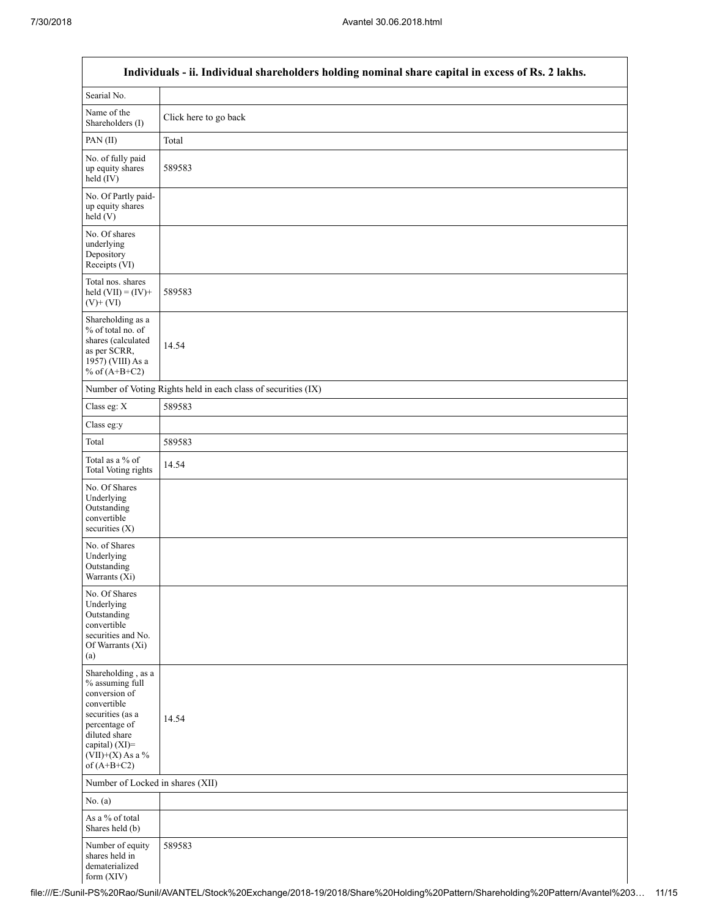| Individuals - ii. Individual shareholders holding nominal share capital in excess of Rs. 2 lakhs. | |
|---|---|
| Searial No. | |
| Name of the Shareholders (I) | Click here to go back |
| PAN (II) | Total |
| No. of fully paid up equity shares held (IV) | 589583 |
| No. Of Partly paid-up equity shares held (V) | |
| No. Of shares underlying Depository Receipts (VI) | |
| Total nos. shares held (VII) = (IV)+(V)+ (VI) | 589583 |
| Shareholding as a % of total no. of shares (calculated as per SCRR, 1957) (VIII) As a % of (A+B+C2) | 14.54 |
| Number of Voting Rights held in each class of securities (IX) | |
| Class eg: X | 589583 |
| Class eg:y | |
| Total | 589583 |
| Total as a % of Total Voting rights | 14.54 |
| No. Of Shares Underlying Outstanding convertible securities (X) | |
| No. of Shares Underlying Outstanding Warrants (Xi) | |
| No. Of Shares Underlying Outstanding convertible securities and No. Of Warrants (Xi) (a) | |
| Shareholding , as a % assuming full conversion of convertible securities (as a percentage of diluted share capital) (XI)= (VII)+(X) As a % of (A+B+C2) | 14.54 |
| Number of Locked in shares (XII) | |
| No. (a) | |
| As a % of total Shares held (b) | |
| Number of equity shares held in dematerialized form (XIV) | 589583 |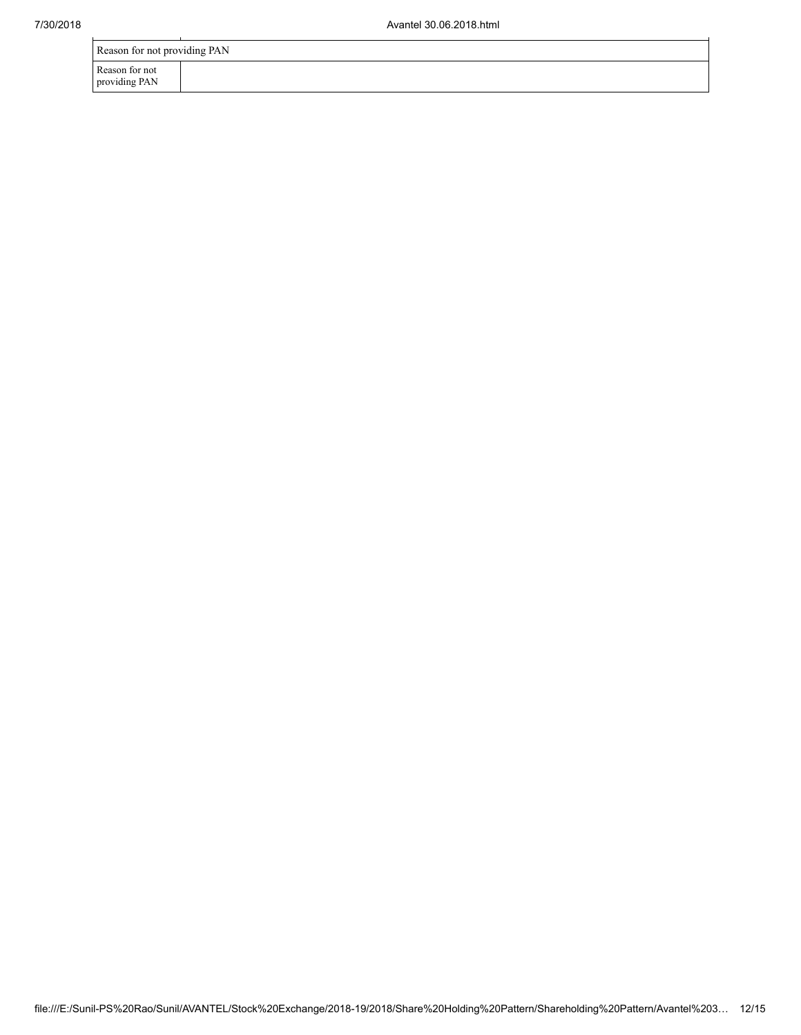| Reason for not providing PAN | |
|---|---|
| Reason for not providing PAN | |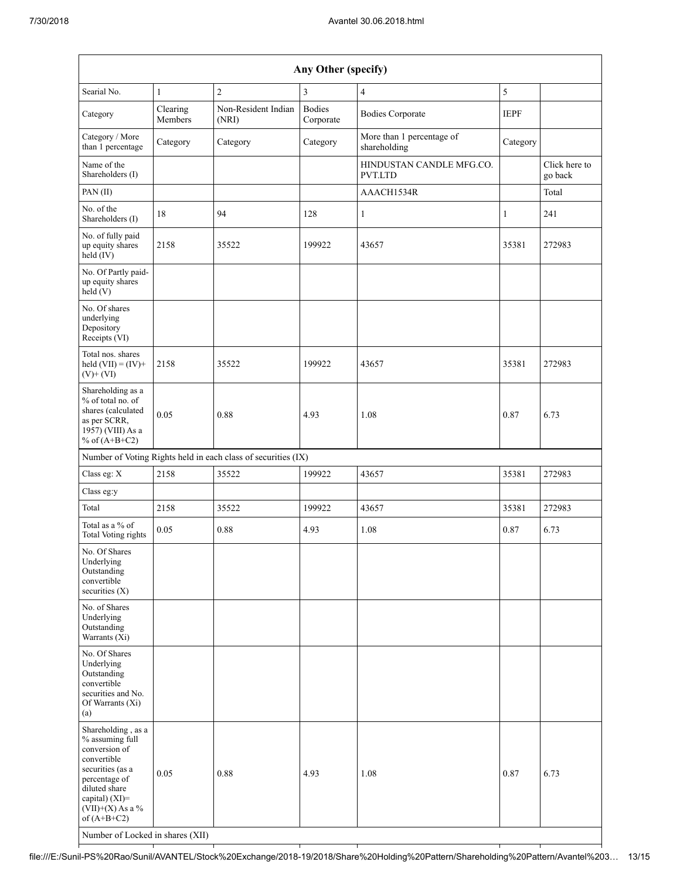| Any Other (specify) | | | | | | |
|---|---|---|---|---|---|---|
| Searial No. | 1 | 2 | 3 | 4 | 5 | |
| Category | Clearing Members | Non-Resident Indian (NRI) | Bodies Corporate | Bodies Corporate | IEPF | |
| Category / More than 1 percentage | Category | Category | Category | More than 1 percentage of shareholding | Category | |
| Name of the Shareholders (I) | | | | HINDUSTAN CANDLE MFG.CO. PVT.LTD | | Click here to go back |
| PAN (II) | | | | AAACH1534R | | Total |
| No. of the Shareholders (I) | 18 | 94 | 128 | 1 | 1 | 241 |
| No. of fully paid up equity shares held (IV) | 2158 | 35522 | 199922 | 43657 | 35381 | 272983 |
| No. Of Partly paid-up equity shares held (V) | | | | | | |
| No. Of shares underlying Depository Receipts (VI) | | | | | | |
| Total nos. shares held (VII) = (IV)+ (V)+ (VI) | 2158 | 35522 | 199922 | 43657 | 35381 | 272983 |
| Shareholding as a % of total no. of shares (calculated as per SCRR, 1957) (VIII) As a % of (A+B+C2) | 0.05 | 0.88 | 4.93 | 1.08 | 0.87 | 6.73 |
| Number of Voting Rights held in each class of securities (IX) | | | | | | |
| Class eg: X | 2158 | 35522 | 199922 | 43657 | 35381 | 272983 |
| Class eg:y | | | | | | |
| Total | 2158 | 35522 | 199922 | 43657 | 35381 | 272983 |
| Total as a % of Total Voting rights | 0.05 | 0.88 | 4.93 | 1.08 | 0.87 | 6.73 |
| No. Of Shares Underlying Outstanding convertible securities (X) | | | | | | |
| No. of Shares Underlying Outstanding Warrants (Xi) | | | | | | |
| No. Of Shares Underlying Outstanding convertible securities and No. Of Warrants (Xi) (a) | | | | | | |
| Shareholding , as a % assuming full conversion of convertible securities (as a percentage of diluted share capital) (XI)= (VII)+(X) As a % of (A+B+C2) | 0.05 | 0.88 | 4.93 | 1.08 | 0.87 | 6.73 |
| Number of Locked in shares (XII) | | | | | | |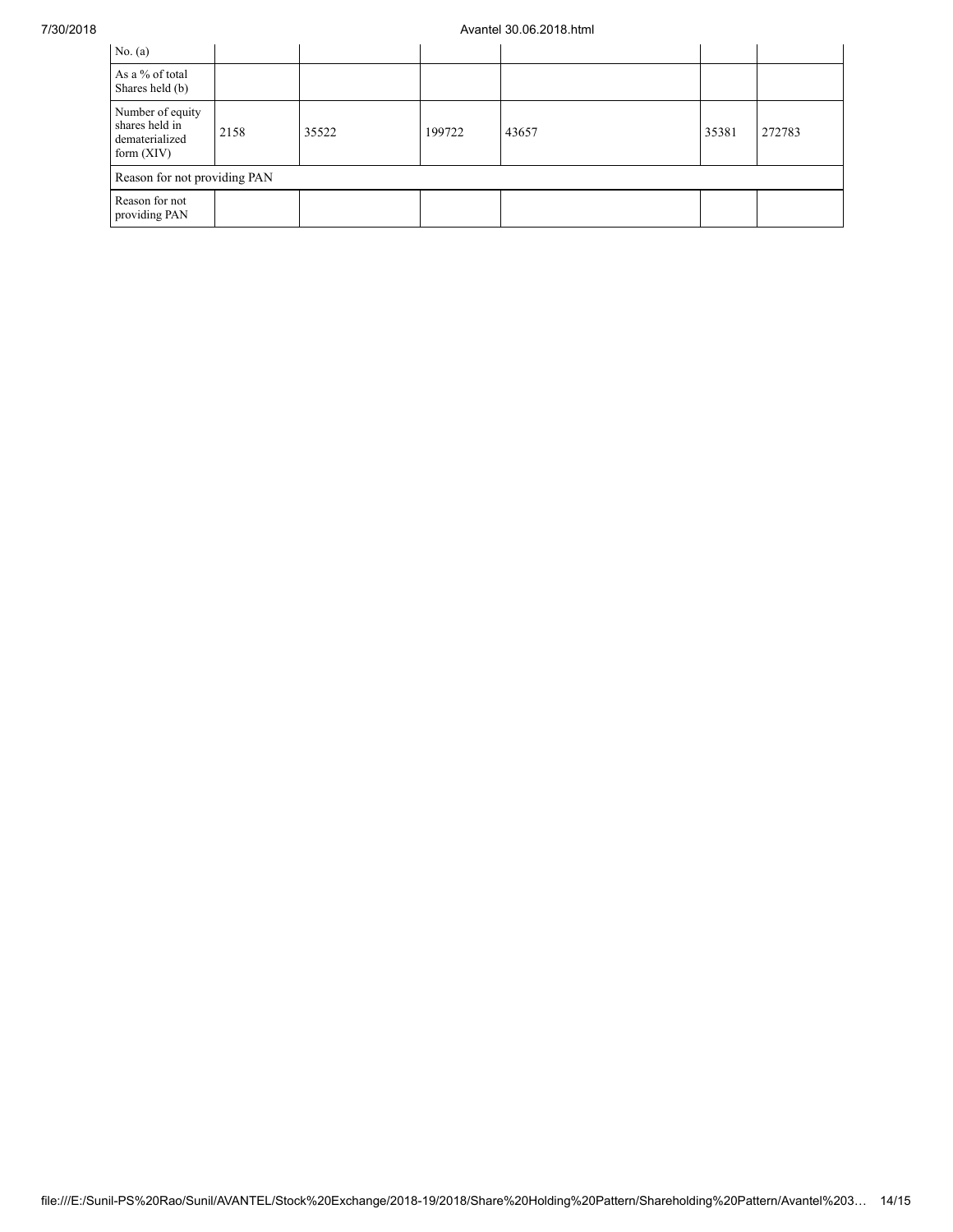| | | | | | | |
|---|---|---|---|---|---|---|
| No. (a) | | | | | | |
| As a % of total Shares held (b) | | | | | | |
| Number of equity shares held in dematerialized form (XIV) | 2158 | 35522 | 199722 | 43657 | 35381 | 272783 |
| Reason for not providing PAN | | | | | | |
| Reason for not providing PAN | | | | | | |